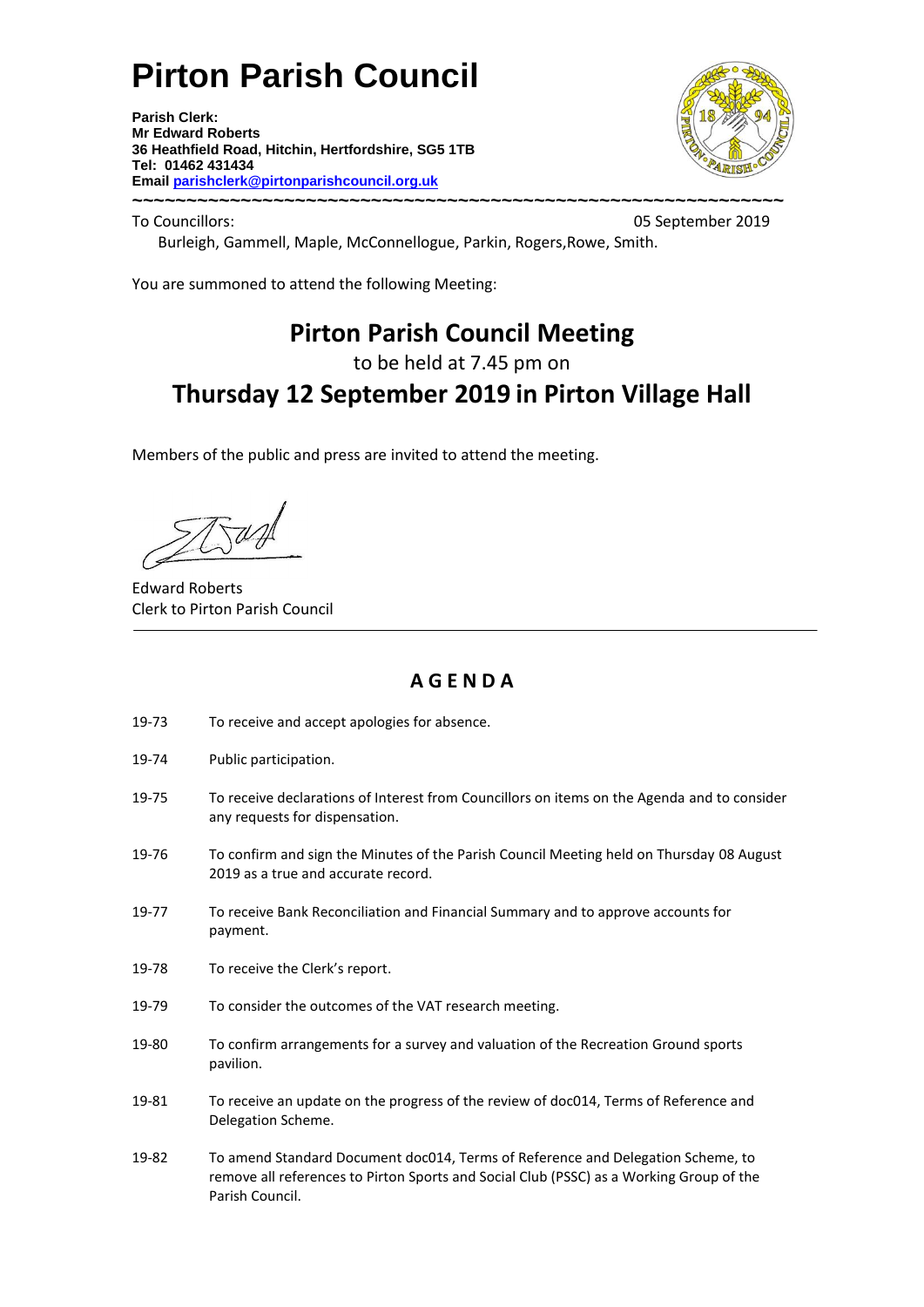# Pirton Parish Council

**Parish Clerk:**
**Mr Edward Roberts**
**36 Heathfield Road, Hitchin, Hertfordshire, SG5 1TB**
**Tel: 01462 431434**
**Email parishclerk@pirtonparishcouncil.org.uk**

~~~~~~~~~~~~~~~~~~~~~~~~~~~~~~~~~~~~~~~~~~~~~~~~~~~~~~~~~~~~~~~~~~~~

To Councillors: 05 September 2019

Burleigh, Gammell, Maple, McConnellogue, Parkin, Rogers,Rowe, Smith.

You are summoned to attend the following Meeting:

## Pirton Parish Council Meeting

to be held at 7.45 pm on

## Thursday 12 September 2019 in Pirton Village Hall

Members of the public and press are invited to attend the meeting.

Edward Roberts
Clerk to Pirton Parish Council

---

## A G E N D A

19-73 To receive and accept apologies for absence.

19-74 Public participation.

19-75 To receive declarations of Interest from Councillors on items on the Agenda and to consider any requests for dispensation.

19-76 To confirm and sign the Minutes of the Parish Council Meeting held on Thursday 08 August 2019 as a true and accurate record.

19-77 To receive Bank Reconciliation and Financial Summary and to approve accounts for payment.

19-78 To receive the Clerk's report.

19-79 To consider the outcomes of the VAT research meeting.

19-80 To confirm arrangements for a survey and valuation of the Recreation Ground sports pavilion.

19-81 To receive an update on the progress of the review of doc014, Terms of Reference and Delegation Scheme.

19-82 To amend Standard Document doc014, Terms of Reference and Delegation Scheme, to remove all references to Pirton Sports and Social Club (PSSC) as a Working Group of the Parish Council.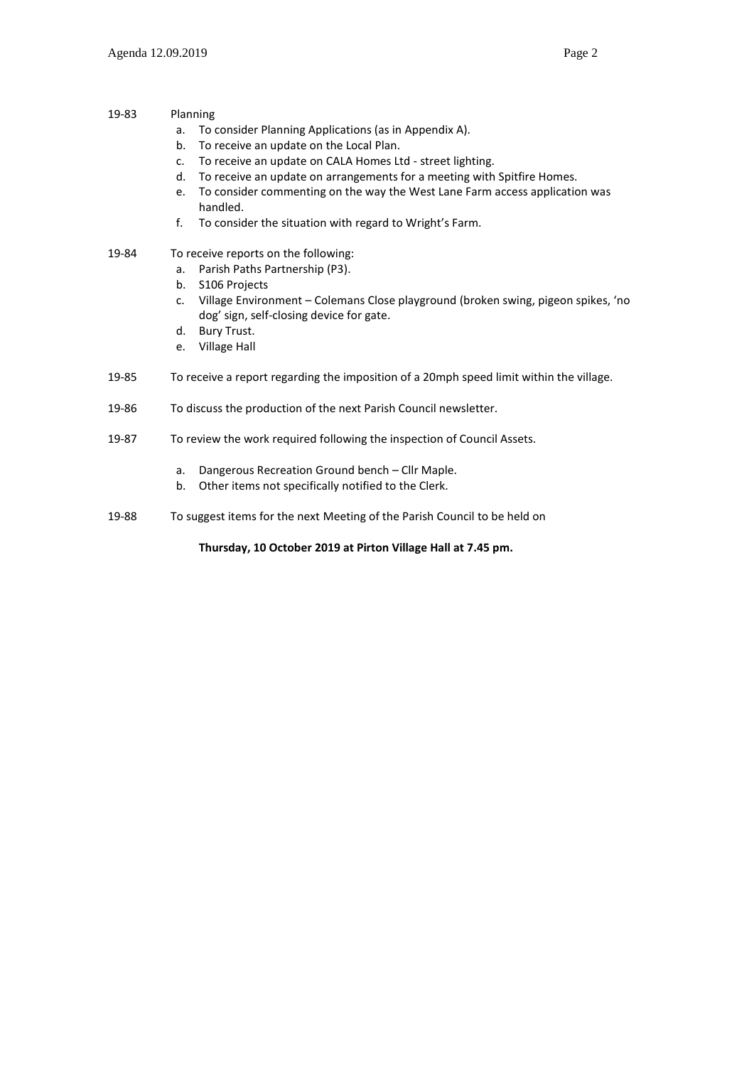19-83 Planning

a. To consider Planning Applications (as in Appendix A).
b. To receive an update on the Local Plan.
c. To receive an update on CALA Homes Ltd - street lighting.
d. To receive an update on arrangements for a meeting with Spitfire Homes.
e. To consider commenting on the way the West Lane Farm access application was handled.
f. To consider the situation with regard to Wright's Farm.

19-84 To receive reports on the following:

a. Parish Paths Partnership (P3).
b. S106 Projects
c. Village Environment – Colemans Close playground (broken swing, pigeon spikes, 'no dog' sign, self-closing device for gate.
d. Bury Trust.
e. Village Hall

19-85 To receive a report regarding the imposition of a 20mph speed limit within the village.

19-86 To discuss the production of the next Parish Council newsletter.

19-87 To review the work required following the inspection of Council Assets.

a. Dangerous Recreation Ground bench – Cllr Maple.
b. Other items not specifically notified to the Clerk.

19-88 To suggest items for the next Meeting of the Parish Council to be held on

**Thursday, 10 October 2019 at Pirton Village Hall at 7.45 pm.**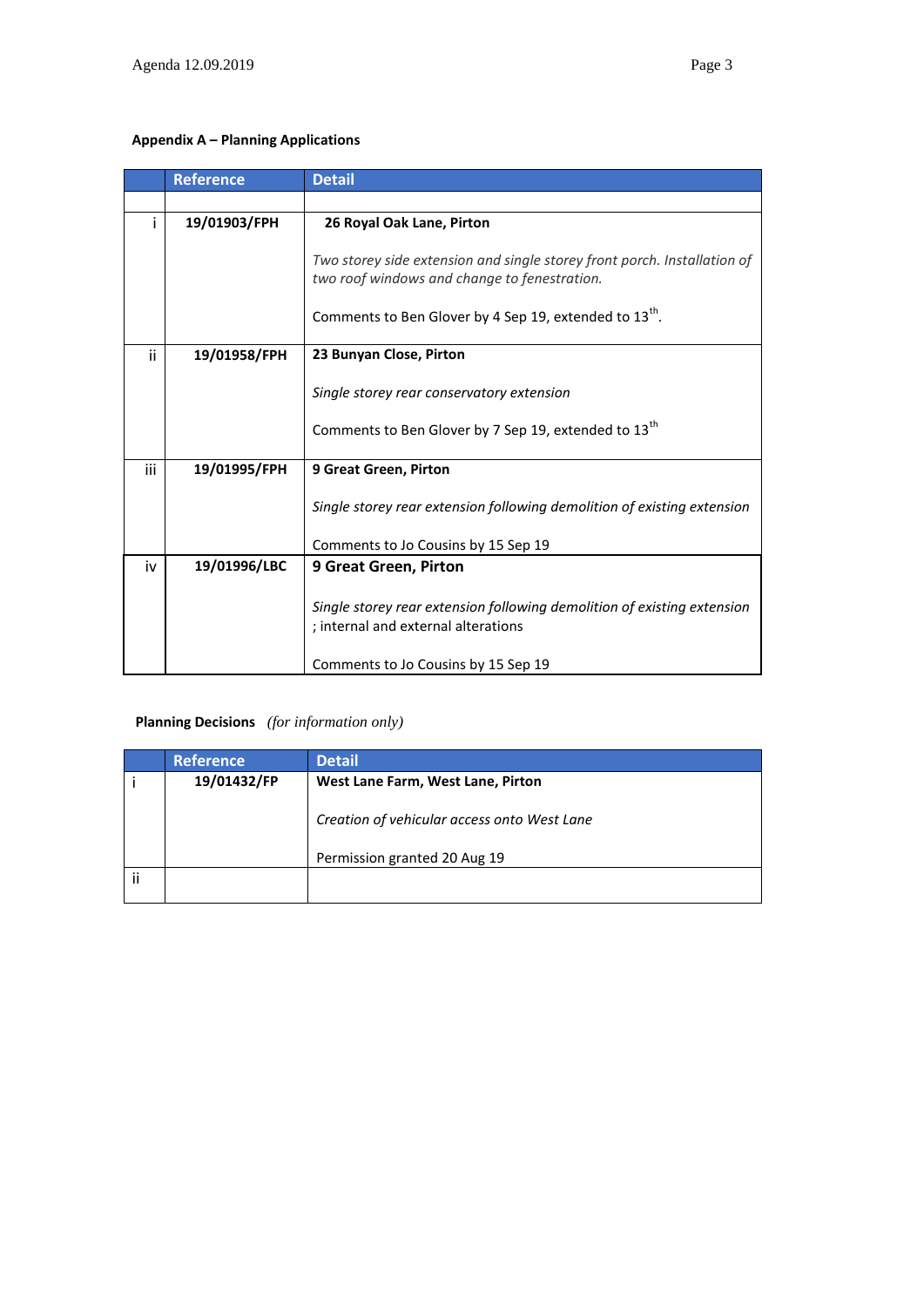**Appendix A – Planning Applications**

| | Reference | Detail |
|---|---|---|
| | | |
| i | **19/01903/FPH** | **26 Royal Oak Lane, Pirton**<br><br>*Two storey side extension and single storey front porch. Installation of two roof windows and change to fenestration.*<br><br>Comments to Ben Glover by 4 Sep 19, extended to 13th. |
| ii | **19/01958/FPH** | **23 Bunyan Close, Pirton**<br><br>*Single storey rear conservatory extension*<br><br>Comments to Ben Glover by 7 Sep 19, extended to 13th |
| iii | **19/01995/FPH** | **9 Great Green, Pirton**<br><br>*Single storey rear extension following demolition of existing extension*<br><br>Comments to Jo Cousins by 15 Sep 19 |
| iv | **19/01996/LBC** | **9 Great Green, Pirton**<br><br>*Single storey rear extension following demolition of existing extension* ; internal and external alterations<br><br>Comments to Jo Cousins by 15 Sep 19 |

**Planning Decisions** *(for information only)*

| | Reference | Detail |
|---|---|---|
| i | **19/01432/FP** | **West Lane Farm, West Lane, Pirton**<br><br>*Creation of vehicular access onto West Lane*<br><br>Permission granted 20 Aug 19 |
| ii | | |